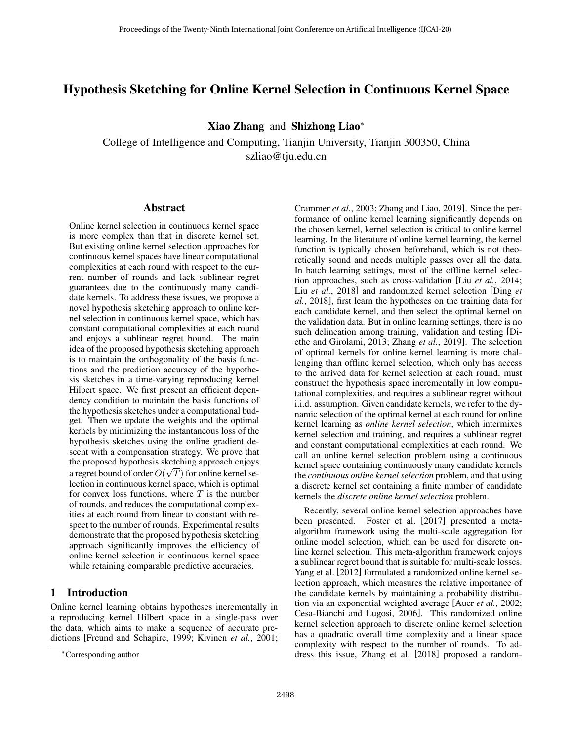# Hypothesis Sketching for Online Kernel Selection in Continuous Kernel Space

**Xiao Zhang** and **Shizhong Liao**[*]

College of Intelligence and Computing, Tianjin University, Tianjin 300350, China
szliao@tju.edu.cn

## Abstract

Online kernel selection in continuous kernel space is more complex than that in discrete kernel set. But existing online kernel selection approaches for continuous kernel spaces have linear computational complexities at each round with respect to the current number of rounds and lack sublinear regret guarantees due to the continuously many candidate kernels. To address these issues, we propose a novel hypothesis sketching approach to online kernel selection in continuous kernel space, which has constant computational complexities at each round and enjoys a sublinear regret bound. The main idea of the proposed hypothesis sketching approach is to maintain the orthogonality of the basis functions and the prediction accuracy of the hypothesis sketches in a time-varying reproducing kernel Hilbert space. We first present an efficient dependency condition to maintain the basis functions of the hypothesis sketches under a computational budget. Then we update the weights and the optimal kernels by minimizing the instantaneous loss of the hypothesis sketches using the online gradient descent with a compensation strategy. We prove that the proposed hypothesis sketching approach enjoys a regret bound of order $O(\sqrt{T})$ for online kernel selection in continuous kernel space, which is optimal for convex loss functions, where $T$ is the number of rounds, and reduces the computational complexities at each round from linear to constant with respect to the number of rounds. Experimental results demonstrate that the proposed hypothesis sketching approach significantly improves the efficiency of online kernel selection in continuous kernel space while retaining comparable predictive accuracies.

## 1 Introduction

Online kernel learning obtains hypotheses incrementally in a reproducing kernel Hilbert space in a single-pass over the data, which aims to make a sequence of accurate predictions [Freund and Schapire, 1999; Kivinen *et al.*, 2001; Crammer *et al.*, 2003; Zhang and Liao, 2019]. Since the performance of online kernel learning significantly depends on the chosen kernel, kernel selection is critical to online kernel learning. In the literature of online kernel learning, the kernel function is typically chosen beforehand, which is not theoretically sound and needs multiple passes over all the data. In batch learning settings, most of the offline kernel selection approaches, such as cross-validation [Liu *et al.*, 2014; Liu *et al.*, 2018] and randomized kernel selection [Ding *et al.*, 2018], first learn the hypotheses on the training data for each candidate kernel, and then select the optimal kernel on the validation data. But in online learning settings, there is no such delineation among training, validation and testing [Diethe and Girolami, 2013; Zhang *et al.*, 2019]. The selection of optimal kernels for online kernel learning is more challenging than offline kernel selection, which only has access to the arrived data for kernel selection at each round, must construct the hypothesis space incrementally in low computational complexities, and requires a sublinear regret without i.i.d. assumption. Given candidate kernels, we refer to the dynamic selection of the optimal kernel at each round for online kernel learning as *online kernel selection*, which intermixes kernel selection and training, and requires a sublinear regret and constant computational complexities at each round. We call an online kernel selection problem using a continuous kernel space containing continuously many candidate kernels the *continuous online kernel selection* problem, and that using a discrete kernel set containing a finite number of candidate kernels the *discrete online kernel selection* problem.

Recently, several online kernel selection approaches have been presented. Foster et al. [2017] presented a meta-algorithm framework using the multi-scale aggregation for online model selection, which can be used for discrete online kernel selection. This meta-algorithm framework enjoys a sublinear regret bound that is suitable for multi-scale losses. Yang et al. [2012] formulated a randomized online kernel selection approach, which measures the relative importance of the candidate kernels by maintaining a probability distribution via an exponential weighted average [Auer *et al.*, 2002; Cesa-Bianchi and Lugosi, 2006]. This randomized online kernel selection approach to discrete online kernel selection has a quadratic overall time complexity and a linear space complexity with respect to the number of rounds. To address this issue, Zhang et al. [2018] proposed a random-

[*]Corresponding author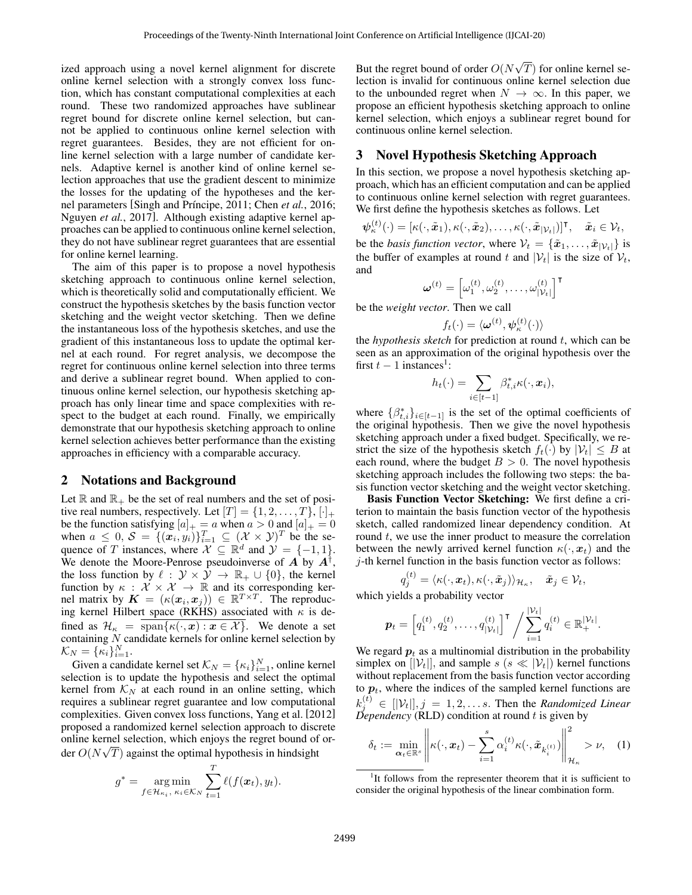ized approach using a novel kernel alignment for discrete online kernel selection with a strongly convex loss function, which has constant computational complexities at each round. These two randomized approaches have sublinear regret bound for discrete online kernel selection, but cannot be applied to continuous online kernel selection with regret guarantees. Besides, they are not efficient for online kernel selection with a large number of candidate kernels. Adaptive kernel is another kind of online kernel selection approaches that use the gradient descent to minimize the losses for the updating of the hypotheses and the kernel parameters [Singh and Príncipe, 2011; Chen *et al.*, 2016; Nguyen *et al.*, 2017]. Although existing adaptive kernel approaches can be applied to continuous online kernel selection, they do not have sublinear regret guarantees that are essential for online kernel learning.

The aim of this paper is to propose a novel hypothesis sketching approach to continuous online kernel selection, which is theoretically solid and computationally efficient. We construct the hypothesis sketches by the basis function vector sketching and the weight vector sketching. Then we define the instantaneous loss of the hypothesis sketches, and use the gradient of this instantaneous loss to update the optimal kernel at each round. For regret analysis, we decompose the regret for continuous online kernel selection into three terms and derive a sublinear regret bound. When applied to continuous online kernel selection, our hypothesis sketching approach has only linear time and space complexities with respect to the budget at each round. Finally, we empirically demonstrate that our hypothesis sketching approach to online kernel selection achieves better performance than the existing approaches in efficiency with a comparable accuracy.

## 2 Notations and Background

Let $\mathbb{R}$ and $\mathbb{R}_+$ be the set of real numbers and the set of positive real numbers, respectively. Let $[T] = \{1, 2, \ldots, T\}$, $[\cdot]_+$ be the function satisfying $[a]_+ = a$ when $a > 0$ and $[a]_+ = 0$ when $a \leq 0$, $\mathcal{S} = \{(\boldsymbol{x}_i, y_i)\}_{i=1}^T \subseteq (\mathcal{X} \times \mathcal{Y})^T$ be the sequence of $T$ instances, where $\mathcal{X} \subseteq \mathbb{R}^d$ and $\mathcal{Y} = \{-1, 1\}$. We denote the Moore-Penrose pseudoinverse of $\boldsymbol{A}$ by $\boldsymbol{A}^\dagger$, the loss function by $\ell : \mathcal{Y} \times \mathcal{Y} \to \mathbb{R}_+ \cup \{0\}$, the kernel function by $\kappa : \mathcal{X} \times \mathcal{X} \to \mathbb{R}$ and its corresponding kernel matrix by $\boldsymbol{K} = (\kappa(\boldsymbol{x}_i, \boldsymbol{x}_j)) \in \mathbb{R}^{T \times T}$. The reproducing kernel Hilbert space (RKHS) associated with $\kappa$ is defined as $\mathcal{H}_\kappa = \overline{\text{span}\{\kappa(\cdot, \boldsymbol{x}) : \boldsymbol{x} \in \mathcal{X}\}}$. We denote a set containing $N$ candidate kernels for online kernel selection by $\mathcal{K}_N = \{\kappa_i\}_{i=1}^N$.

Given a candidate kernel set $\mathcal{K}_N = \{\kappa_i\}_{i=1}^N$, online kernel selection is to update the hypothesis and select the optimal kernel from $\mathcal{K}_N$ at each round in an online setting, which requires a sublinear regret guarantee and low computational complexities. Given convex loss functions, Yang et al. [2012] proposed a randomized kernel selection approach to discrete online kernel selection, which enjoys the regret bound of order $O(N\sqrt{T})$ against the optimal hypothesis in hindsight

$$g^* = \underset{f \in \mathcal{H}_{\kappa_i},\, \kappa_i \in \mathcal{K}_N}{\arg\min} \sum_{t=1}^T \ell(f(\boldsymbol{x}_t), y_t).$$

But the regret bound of order $O(N\sqrt{T})$ for online kernel selection is invalid for continuous online kernel selection due to the unbounded regret when $N \to \infty$. In this paper, we propose an efficient hypothesis sketching approach to online kernel selection, which enjoys a sublinear regret bound for continuous online kernel selection.

## 3 Novel Hypothesis Sketching Approach

In this section, we propose a novel hypothesis sketching approach, which has an efficient computation and can be applied to continuous online kernel selection with regret guarantees. We first define the hypothesis sketches as follows. Let

$$\boldsymbol{\psi}_\kappa^{(t)}(\cdot) = [\kappa(\cdot, \tilde{\boldsymbol{x}}_1), \kappa(\cdot, \tilde{\boldsymbol{x}}_2), \ldots, \kappa(\cdot, \tilde{\boldsymbol{x}}_{|\mathcal{V}_t|})]^\intercal, \quad \tilde{\boldsymbol{x}}_i \in \mathcal{V}_t,$$

be the *basis function vector*, where $\mathcal{V}_t = \{\tilde{\boldsymbol{x}}_1, \ldots, \tilde{\boldsymbol{x}}_{|\mathcal{V}_t|}\}$ is the buffer of examples at round $t$ and $|\mathcal{V}_t|$ is the size of $\mathcal{V}_t$, and

$$\boldsymbol{\omega}^{(t)} = \left[\omega_1^{(t)}, \omega_2^{(t)}, \ldots, \omega_{|\mathcal{V}_t|}^{(t)}\right]^\intercal$$

be the *weight vector*. Then we call

$$f_t(\cdot) = \langle \boldsymbol{\omega}^{(t)}, \boldsymbol{\psi}_\kappa^{(t)}(\cdot) \rangle$$

the *hypothesis sketch* for prediction at round $t$, which can be seen as an approximation of the original hypothesis over the first $t-1$ instances[1]:

$$h_t(\cdot) = \sum_{i \in [t-1]} \beta_{t,i}^* \kappa(\cdot, \boldsymbol{x}_i),$$

where $\{\beta_{t,i}^*\}_{i \in [t-1]}$ is the set of the optimal coefficients of the original hypothesis. Then we give the novel hypothesis sketching approach under a fixed budget. Specifically, we restrict the size of the hypothesis sketch $f_t(\cdot)$ by $|\mathcal{V}_t| \leq B$ at each round, where the budget $B > 0$. The novel hypothesis sketching approach includes the following two steps: the basis function vector sketching and the weight vector sketching.

**Basis Function Vector Sketching:** We first define a criterion to maintain the basis function vector of the hypothesis sketch, called randomized linear dependency condition. At round $t$, we use the inner product to measure the correlation between the newly arrived kernel function $\kappa(\cdot, \boldsymbol{x}_t)$ and the $j$-th kernel function in the basis function vector as follows:

$$q_j^{(t)} = \langle \kappa(\cdot, \boldsymbol{x}_t), \kappa(\cdot, \tilde{\boldsymbol{x}}_j) \rangle_{\mathcal{H}_\kappa}, \quad \tilde{\boldsymbol{x}}_j \in \mathcal{V}_t,$$

which yields a probability vector

$$\boldsymbol{p}_t = \left[q_1^{(t)}, q_2^{(t)}, \ldots, q_{|\mathcal{V}_t|}^{(t)}\right]^\intercal \Big/ \sum_{i=1}^{|\mathcal{V}_t|} q_i^{(t)} \in \mathbb{R}_+^{|\mathcal{V}_t|}.$$

We regard $\boldsymbol{p}_t$ as a multinomial distribution in the probability simplex on $[|\mathcal{V}_t|]$, and sample $s$ ($s \ll |\mathcal{V}_t|$) kernel functions without replacement from the basis function vector according to $\boldsymbol{p}_t$, where the indices of the sampled kernel functions are $k_j^{(t)} \in [|\mathcal{V}_t|], j = 1, 2, \ldots s$. Then the *Randomized Linear Dependency* (RLD) condition at round $t$ is given by

$$\delta_t := \min_{\boldsymbol{\alpha}_t \in \mathbb{R}^s} \left\| \kappa(\cdot, \boldsymbol{x}_t) - \sum_{i=1}^s \alpha_i^{(t)} \kappa(\cdot, \tilde{\boldsymbol{x}}_{k_i^{(t)}}) \right\|_{\mathcal{H}_\kappa}^2 > \nu, \quad (1)$$

[1] It follows from the representer theorem that it is sufficient to consider the original hypothesis of the linear combination form.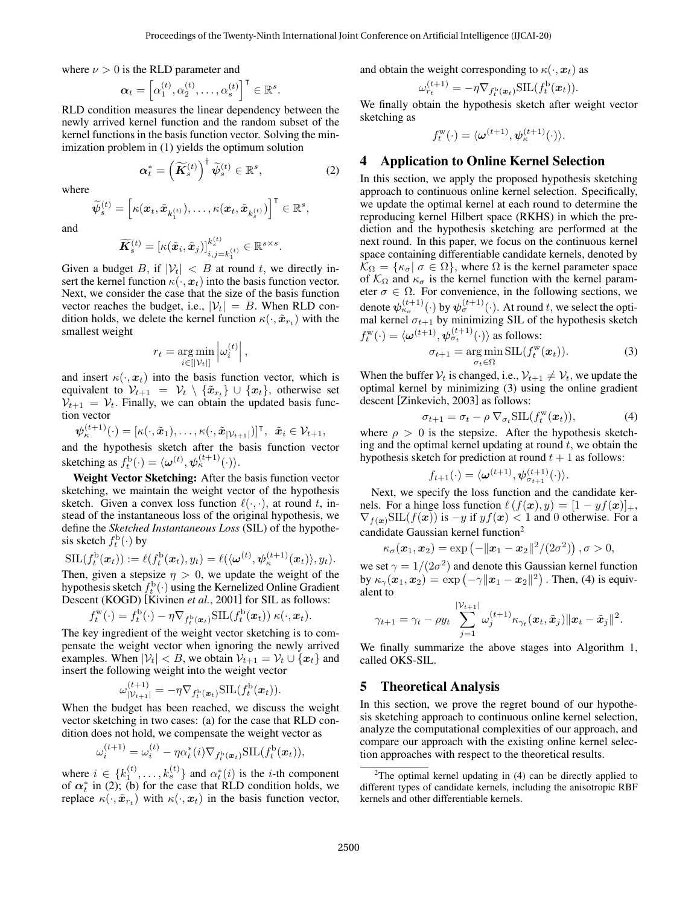where $\nu > 0$ is the RLD parameter and

$$\boldsymbol{\alpha}_t = \left[\alpha_1^{(t)}, \alpha_2^{(t)}, \ldots, \alpha_s^{(t)}\right]^\mathsf{T} \in \mathbb{R}^s.$$

RLD condition measures the linear dependency between the newly arrived kernel function and the random subset of the kernel functions in the basis function vector. Solving the minimization problem in (1) yields the optimum solution

$$\boldsymbol{\alpha}_t^* = \left(\widetilde{\boldsymbol{K}}_s^{(t)}\right)^\dagger \widetilde{\boldsymbol{\psi}}_s^{(t)} \in \mathbb{R}^s, \tag{2}$$

where

$$\widetilde{\boldsymbol{\psi}}_s^{(t)} = \left[\kappa(\boldsymbol{x}_t, \tilde{\boldsymbol{x}}_{k_1^{(t)}}), \ldots, \kappa(\boldsymbol{x}_t, \tilde{\boldsymbol{x}}_{k_s^{(t)}})\right]^\mathsf{T} \in \mathbb{R}^s,$$

and

$$\widetilde{\boldsymbol{K}}_s^{(t)} = [\kappa(\tilde{\boldsymbol{x}}_i, \tilde{\boldsymbol{x}}_j)]_{i,j=k_1^{(t)}}^{k_s^{(t)}} \in \mathbb{R}^{s \times s}.$$

Given a budget $B$, if $|\mathcal{V}_t| < B$ at round $t$, we directly insert the kernel function $\kappa(\cdot, \boldsymbol{x}_t)$ into the basis function vector. Next, we consider the case that the size of the basis function vector reaches the budget, i.e., $|\mathcal{V}_t| = B$. When RLD condition holds, we delete the kernel function $\kappa(\cdot, \tilde{\boldsymbol{x}}_{r_t})$ with the smallest weight

$$r_t = \underset{i \in [|\mathcal{V}_t|]}{\arg\min} \left|\omega_i^{(t)}\right|,$$

and insert $\kappa(\cdot, \boldsymbol{x}_t)$ into the basis function vector, which is equivalent to $\mathcal{V}_{t+1} = \mathcal{V}_t \setminus \{\tilde{\boldsymbol{x}}_{r_t}\} \cup \{\boldsymbol{x}_t\}$, otherwise set $\mathcal{V}_{t+1} = \mathcal{V}_t$. Finally, we can obtain the updated basis function vector

$$\boldsymbol{\psi}_\kappa^{(t+1)}(\cdot) = [\kappa(\cdot, \tilde{\boldsymbol{x}}_1), \ldots, \kappa(\cdot, \tilde{\boldsymbol{x}}_{|\mathcal{V}_{t+1}|})]^\mathsf{T}, \;\; \tilde{\boldsymbol{x}}_i \in \mathcal{V}_{t+1},$$

and the hypothesis sketch after the basis function vector sketching as $f_t^{\mathrm{b}}(\cdot) = \langle \boldsymbol{\omega}^{(t)}, \boldsymbol{\psi}_\kappa^{(t+1)}(\cdot)\rangle$.

**Weight Vector Sketching:** After the basis function vector sketching, we maintain the weight vector of the hypothesis sketch. Given a convex loss function $\ell(\cdot, \cdot)$, at round $t$, instead of the instantaneous loss of the original hypothesis, we define the *Sketched Instantaneous Loss* (SIL) of the hypothesis sketch $f_t^{\mathrm{b}}(\cdot)$ by

$$\mathrm{SIL}(f_t^{\mathrm{b}}(\boldsymbol{x}_t)) := \ell(f_t^{\mathrm{b}}(\boldsymbol{x}_t), y_t) = \ell(\langle \boldsymbol{\omega}^{(t)}, \boldsymbol{\psi}_\kappa^{(t+1)}(\boldsymbol{x}_t)\rangle, y_t).$$

Then, given a stepsize $\eta > 0$, we update the weight of the hypothesis sketch $f_t^{\mathrm{b}}(\cdot)$ using the Kernelized Online Gradient Descent (KOGD) [Kivinen *et al.*, 2001] for SIL as follows:

$$f_t^{\mathrm{w}}(\cdot) = f_t^{\mathrm{b}}(\cdot) - \eta \nabla_{f_t^{\mathrm{b}}(\boldsymbol{x}_t)} \mathrm{SIL}(f_t^{\mathrm{b}}(\boldsymbol{x}_t))\, \kappa(\cdot, \boldsymbol{x}_t).$$

The key ingredient of the weight vector sketching is to compensate the weight vector when ignoring the newly arrived examples. When $|\mathcal{V}_t| < B$, we obtain $\mathcal{V}_{t+1} = \mathcal{V}_t \cup \{\boldsymbol{x}_t\}$ and insert the following weight into the weight vector

$$\omega_{|\mathcal{V}_{t+1}|}^{(t+1)} = -\eta \nabla_{f_t^{\mathrm{b}}(\boldsymbol{x}_t)} \mathrm{SIL}(f_t^{\mathrm{b}}(\boldsymbol{x}_t)).$$

When the budget has been reached, we discuss the weight vector sketching in two cases: (a) for the case that RLD condition does not hold, we compensate the weight vector as

$$\omega_i^{(t+1)} = \omega_i^{(t)} - \eta \alpha_t^*(i) \nabla_{f_t^{\mathrm{b}}(\boldsymbol{x}_t)} \mathrm{SIL}(f_t^{\mathrm{b}}(\boldsymbol{x}_t)),$$

where $i \in \{k_1^{(t)}, \ldots, k_s^{(t)}\}$ and $\alpha_t^*(i)$ is the $i$-th component of $\boldsymbol{\alpha}_t^*$ in (2); (b) for the case that RLD condition holds, we replace $\kappa(\cdot, \tilde{\boldsymbol{x}}_{r_t})$ with $\kappa(\cdot, \boldsymbol{x}_t)$ in the basis function vector, and obtain the weight corresponding to $\kappa(\cdot, \boldsymbol{x}_t)$ as

$$\omega_{r_t}^{(t+1)} = -\eta \nabla_{f_t^{\mathrm{b}}(\boldsymbol{x}_t)} \mathrm{SIL}(f_t^{\mathrm{b}}(\boldsymbol{x}_t)).$$

We finally obtain the hypothesis sketch after weight vector sketching as

$$f_t^{\mathrm{w}}(\cdot) = \langle \boldsymbol{\omega}^{(t+1)}, \boldsymbol{\psi}_\kappa^{(t+1)}(\cdot)\rangle.$$

## 4 Application to Online Kernel Selection

In this section, we apply the proposed hypothesis sketching approach to continuous online kernel selection. Specifically, we update the optimal kernel at each round to determine the reproducing kernel Hilbert space (RKHS) in which the prediction and the hypothesis sketching are performed at the next round. In this paper, we focus on the continuous kernel space containing differentiable candidate kernels, denoted by $\mathcal{K}_\Omega = \{\kappa_\sigma |\ \sigma \in \Omega\}$, where $\Omega$ is the kernel parameter space of $\mathcal{K}_\Omega$ and $\kappa_\sigma$ is the kernel function with the kernel parameter $\sigma \in \Omega$. For convenience, in the following sections, we denote $\boldsymbol{\psi}_{\kappa_\sigma}^{(t+1)}(\cdot)$ by $\boldsymbol{\psi}_\sigma^{(t+1)}(\cdot)$. At round $t$, we select the optimal kernel $\sigma_{t+1}$ by minimizing SIL of the hypothesis sketch $f_t^{\mathrm{w}}(\cdot) = \langle \boldsymbol{\omega}^{(t+1)}, \boldsymbol{\psi}_{\sigma_t}^{(t+1)}(\cdot)\rangle$ as follows:

$$\sigma_{t+1} = \underset{\sigma_t \in \Omega}{\arg\min}\, \mathrm{SIL}(f_t^{\mathrm{w}}(\boldsymbol{x}_t)). \tag{3}$$

When the buffer $\mathcal{V}_t$ is changed, i.e., $\mathcal{V}_{t+1} \neq \mathcal{V}_t$, we update the optimal kernel by minimizing (3) using the online gradient descent [Zinkevich, 2003] as follows:

$$\sigma_{t+1} = \sigma_t - \rho\, \nabla_{\sigma_t} \mathrm{SIL}(f_t^{\mathrm{w}}(\boldsymbol{x}_t)), \tag{4}$$

where $\rho > 0$ is the stepsize. After the hypothesis sketching and the optimal kernel updating at round $t$, we obtain the hypothesis sketch for prediction at round $t+1$ as follows:

$$f_{t+1}(\cdot) = \langle \boldsymbol{\omega}^{(t+1)}, \boldsymbol{\psi}_{\sigma_{t+1}}^{(t+1)}(\cdot)\rangle.$$

Next, we specify the loss function and the candidate kernels. For a hinge loss function $\ell(f(\boldsymbol{x}), y) = [1 - yf(\boldsymbol{x})]_+$, $\nabla_{f(\boldsymbol{x})} \mathrm{SIL}(f(\boldsymbol{x}))$ is $-y$ if $yf(\boldsymbol{x}) < 1$ and 0 otherwise. For a candidate Gaussian kernel function[2]

$$\kappa_\sigma(\boldsymbol{x}_1, \boldsymbol{x}_2) = \exp\left(-\|\boldsymbol{x}_1 - \boldsymbol{x}_2\|^2/(2\sigma^2)\right), \sigma > 0,$$

we set $\gamma = 1/(2\sigma^2)$ and denote this Gaussian kernel function by $\kappa_\gamma(\boldsymbol{x}_1, \boldsymbol{x}_2) = \exp\left(-\gamma\|\boldsymbol{x}_1 - \boldsymbol{x}_2\|^2\right)$. Then, (4) is equivalent to

$$\gamma_{t+1} = \gamma_t - \rho y_t \sum_{j=1}^{|\mathcal{V}_{t+1}|} \omega_j^{(t+1)} \kappa_{\gamma_t}(\boldsymbol{x}_t, \tilde{\boldsymbol{x}}_j)\|\boldsymbol{x}_t - \tilde{\boldsymbol{x}}_j\|^2.$$

We finally summarize the above stages into Algorithm 1, called OKS-SIL.

## 5 Theoretical Analysis

In this section, we prove the regret bound of our hypothesis sketching approach to continuous online kernel selection, analyze the computational complexities of our approach, and compare our approach with the existing online kernel selection approaches with respect to the theoretical results.

[2]The optimal kernel updating in (4) can be directly applied to different types of candidate kernels, including the anisotropic RBF kernels and other differentiable kernels.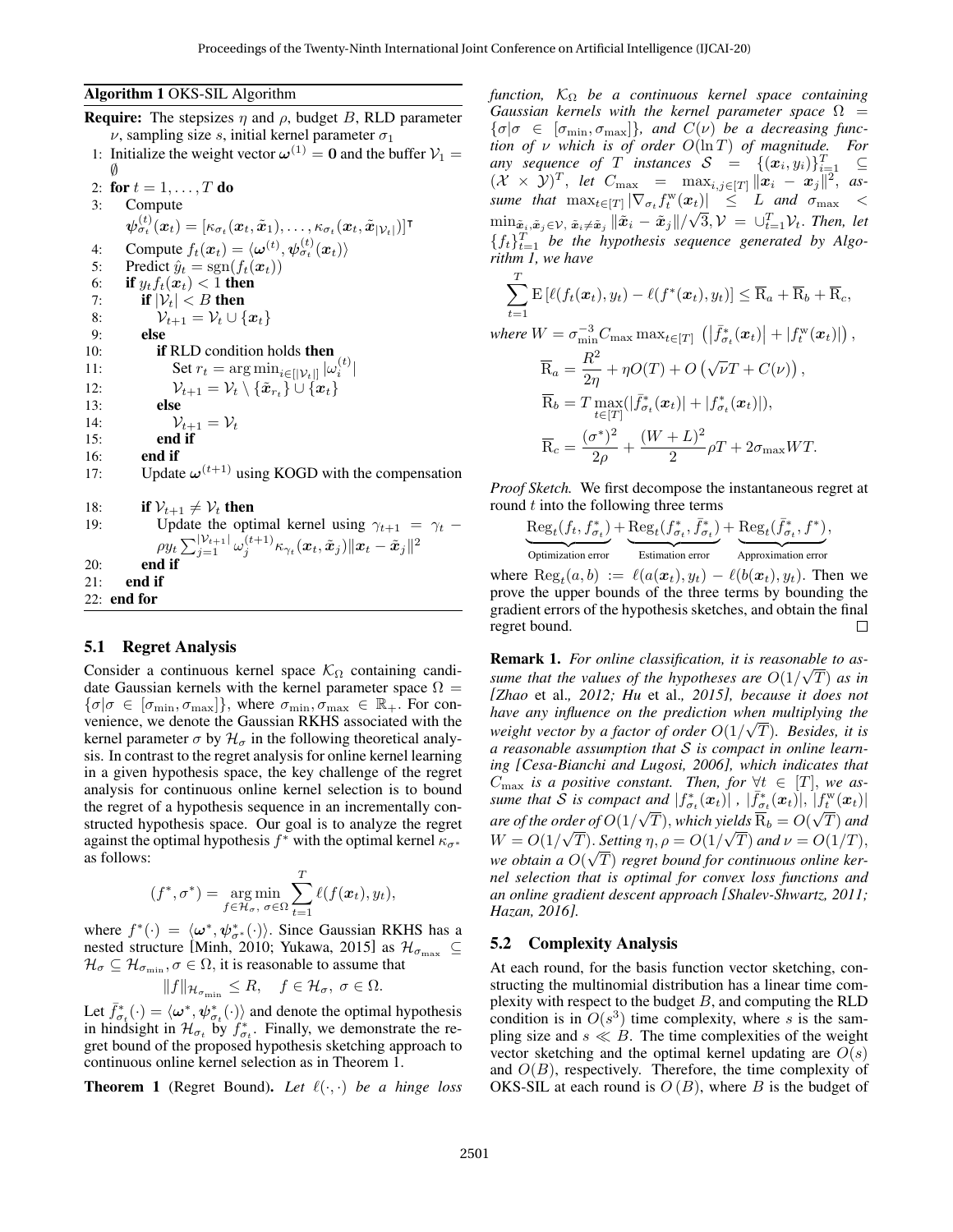**Algorithm 1** OKS-SIL Algorithm

**Require:** The stepsizes $\eta$ and $\rho$, budget $B$, RLD parameter $\nu$, sampling size $s$, initial kernel parameter $\sigma_1$

1: Initialize the weight vector $\boldsymbol{\omega}^{(1)} = \mathbf{0}$ and the buffer $\mathcal{V}_1 = \emptyset$
2: **for** $t = 1, \ldots, T$ **do**
3: Compute $\boldsymbol{\psi}_{\sigma_t}^{(t)}(\boldsymbol{x}_t) = [\kappa_{\sigma_t}(\boldsymbol{x}_t, \tilde{\boldsymbol{x}}_1), \ldots, \kappa_{\sigma_t}(\boldsymbol{x}_t, \tilde{\boldsymbol{x}}_{|\mathcal{V}_t|})]^\intercal$
4: Compute $f_t(\boldsymbol{x}_t) = \langle \boldsymbol{\omega}^{(t)}, \boldsymbol{\psi}_{\sigma_t}^{(t)}(\boldsymbol{x}_t) \rangle$
5: Predict $\hat{y}_t = \mathrm{sgn}(f_t(\boldsymbol{x}_t))$
6: **if** $y_t f_t(\boldsymbol{x}_t) < 1$ **then**
7: **if** $|\mathcal{V}_t| < B$ **then**
8: $\mathcal{V}_{t+1} = \mathcal{V}_t \cup \{\boldsymbol{x}_t\}$
9: **else**
10: **if** RLD condition holds **then**
11: Set $r_t = \arg\min_{i \in [|\mathcal{V}_t|]} |\omega_i^{(t)}|$
12: $\mathcal{V}_{t+1} = \mathcal{V}_t \setminus \{\tilde{\boldsymbol{x}}_{r_t}\} \cup \{\boldsymbol{x}_t\}$
13: **else**
14: $\mathcal{V}_{t+1} = \mathcal{V}_t$
15: **end if**
16: **end if**
17: Update $\boldsymbol{\omega}^{(t+1)}$ using KOGD with the compensation
18: **if** $\mathcal{V}_{t+1} \neq \mathcal{V}_t$ **then**
19: Update the optimal kernel using $\gamma_{t+1} = \gamma_t - \rho y_t \sum_{j=1}^{|\mathcal{V}_{t+1}|} \omega_j^{(t+1)} \kappa_{\gamma_t}(\boldsymbol{x}_t, \tilde{\boldsymbol{x}}_j) \|\boldsymbol{x}_t - \tilde{\boldsymbol{x}}_j\|^2$
20: **end if**
21: **end if**
22: **end for**

### 5.1 Regret Analysis

Consider a continuous kernel space $\mathcal{K}_\Omega$ containing candidate Gaussian kernels with the kernel parameter space $\Omega = \{\sigma | \sigma \in [\sigma_{\min}, \sigma_{\max}]\}$, where $\sigma_{\min}, \sigma_{\max} \in \mathbb{R}_+$. For convenience, we denote the Gaussian RKHS associated with the kernel parameter $\sigma$ by $\mathcal{H}_\sigma$ in the following theoretical analysis. In contrast to the regret analysis for online kernel learning in a given hypothesis space, the key challenge of the regret analysis for continuous online kernel selection is to bound the regret of a hypothesis sequence in an incrementally constructed hypothesis space. Our goal is to analyze the regret against the optimal hypothesis $f^*$ with the optimal kernel $\kappa_{\sigma^*}$ as follows:

$$(f^*, \sigma^*) = \mathop{\arg\min}_{f \in \mathcal{H}_\sigma,\ \sigma \in \Omega} \sum_{t=1}^{T} \ell(f(\boldsymbol{x}_t), y_t),$$

where $f^*(\cdot) = \langle \boldsymbol{\omega}^*, \boldsymbol{\psi}_{\sigma^*}^*(\cdot) \rangle$. Since Gaussian RKHS has a nested structure [Minh, 2010; Yukawa, 2015] as $\mathcal{H}_{\sigma_{\max}} \subseteq \mathcal{H}_\sigma \subseteq \mathcal{H}_{\sigma_{\min}}, \sigma \in \Omega$, it is reasonable to assume that

$$\|f\|_{\mathcal{H}_{\sigma_{\min}}} \leq R, \quad f \in \mathcal{H}_\sigma,\ \sigma \in \Omega.$$

Let $\bar{f}_{\sigma_t}^*(\cdot) = \langle \boldsymbol{\omega}^*, \boldsymbol{\psi}_{\sigma_t}^*(\cdot) \rangle$ and denote the optimal hypothesis in hindsight in $\mathcal{H}_{\sigma_t}$ by $f_{\sigma_t}^*$. Finally, we demonstrate the regret bound of the proposed hypothesis sketching approach to continuous online kernel selection as in Theorem 1.

**Theorem 1** (Regret Bound). *Let $\ell(\cdot, \cdot)$ be a hinge loss function, $\mathcal{K}_\Omega$ be a continuous kernel space containing Gaussian kernels with the kernel parameter space $\Omega = \{\sigma | \sigma \in [\sigma_{\min}, \sigma_{\max}]\}$, and $C(\nu)$ be a decreasing function of $\nu$ which is of order $O(\ln T)$ of magnitude. For any sequence of $T$ instances $\mathcal{S} = \{(\boldsymbol{x}_i, y_i)\}_{i=1}^T \subseteq (\mathcal{X} \times \mathcal{Y})^T$, let $C_{\max} = \max_{i,j \in [T]} \|\boldsymbol{x}_i - \boldsymbol{x}_j\|^2$, assume that $\max_{t \in [T]} |\nabla_{\sigma_t} f_t^{\mathrm{w}}(\boldsymbol{x}_t)| \leq L$ and $\sigma_{\max} < \min_{\tilde{\boldsymbol{x}}_i, \tilde{\boldsymbol{x}}_j \in \mathcal{V},\ \tilde{\boldsymbol{x}}_i \neq \tilde{\boldsymbol{x}}_j} \|\tilde{\boldsymbol{x}}_i - \tilde{\boldsymbol{x}}_j\| / \sqrt{3}, \mathcal{V} = \cup_{t=1}^T \mathcal{V}_t$. Then, let $\{f_t\}_{t=1}^T$ be the hypothesis sequence generated by Algorithm 1, we have*

$$\sum_{t=1}^{T} \mathrm{E}\left[\ell(f_t(\boldsymbol{x}_t), y_t) - \ell(f^*(\boldsymbol{x}_t), y_t)\right] \leq \overline{\mathrm{R}}_a + \overline{\mathrm{R}}_b + \overline{\mathrm{R}}_c,$$

*where* $W = \sigma_{\min}^{-3} C_{\max} \max_{t \in [T]} \left( \left| \bar{f}_{\sigma_t}^*(\boldsymbol{x}_t) \right| + |f_t^{\mathrm{w}}(\boldsymbol{x}_t)| \right)$,

$$\overline{\mathrm{R}}_a = \frac{R^2}{2\eta} + \eta O(T) + O\left(\sqrt{\nu} T + C(\nu)\right),$$

$$\overline{\mathrm{R}}_b = T \max_{t \in [T]} (|\bar{f}_{\sigma_t}^*(\boldsymbol{x}_t)| + |f_{\sigma_t}^*(\boldsymbol{x}_t)|),$$

$$\overline{\mathrm{R}}_c = \frac{(\sigma^*)^2}{2\rho} + \frac{(W+L)^2}{2} \rho T + 2\sigma_{\max} W T.$$

*Proof Sketch.* We first decompose the instantaneous regret at round $t$ into the following three terms

$$\underbrace{\mathrm{Reg}_t(f_t, f_{\sigma_t}^*)}_{\text{Optimization error}} + \underbrace{\mathrm{Reg}_t(f_{\sigma_t}^*, \bar{f}_{\sigma_t}^*)}_{\text{Estimation error}} + \underbrace{\mathrm{Reg}_t(\bar{f}_{\sigma_t}^*, f^*)}_{\text{Approximation error}},$$

where $\mathrm{Reg}_t(a, b) := \ell(a(\boldsymbol{x}_t), y_t) - \ell(b(\boldsymbol{x}_t), y_t)$. Then we prove the upper bounds of the three terms by bounding the gradient errors of the hypothesis sketches, and obtain the final regret bound. □

**Remark 1.** *For online classification, it is reasonable to assume that the values of the hypotheses are $O(1/\sqrt{T})$ as in [Zhao* et al.*, 2012; Hu* et al.*, 2015], because it does not have any influence on the prediction when multiplying the weight vector by a factor of order $O(1/\sqrt{T})$. Besides, it is a reasonable assumption that $\mathcal{S}$ is compact in online learning [Cesa-Bianchi and Lugosi, 2006], which indicates that $C_{\max}$ is a positive constant. Then, for $\forall t \in [T]$, we assume that $\mathcal{S}$ is compact and $|f_{\sigma_t}^*(\boldsymbol{x}_t)|$ , $|\bar{f}_{\sigma_t}^*(\boldsymbol{x}_t)|$, $|f_t^{\mathrm{w}}(\boldsymbol{x}_t)|$ are of the order of $O(1/\sqrt{T})$, which yields $\overline{\mathrm{R}}_b = O(\sqrt{T})$ and $W = O(1/\sqrt{T})$. Setting $\eta, \rho = O(1/\sqrt{T})$ and $\nu = O(1/T)$, we obtain a $O(\sqrt{T})$ regret bound for continuous online kernel selection that is optimal for convex loss functions and an online gradient descent approach [Shalev-Shwartz, 2011; Hazan, 2016].*

### 5.2 Complexity Analysis

At each round, for the basis function vector sketching, constructing the multinomial distribution has a linear time complexity with respect to the budget $B$, and computing the RLD condition is in $O(s^3)$ time complexity, where $s$ is the sampling size and $s \ll B$. The time complexities of the weight vector sketching and the optimal kernel updating are $O(s)$ and $O(B)$, respectively. Therefore, the time complexity of OKS-SIL at each round is $O(B)$, where $B$ is the budget of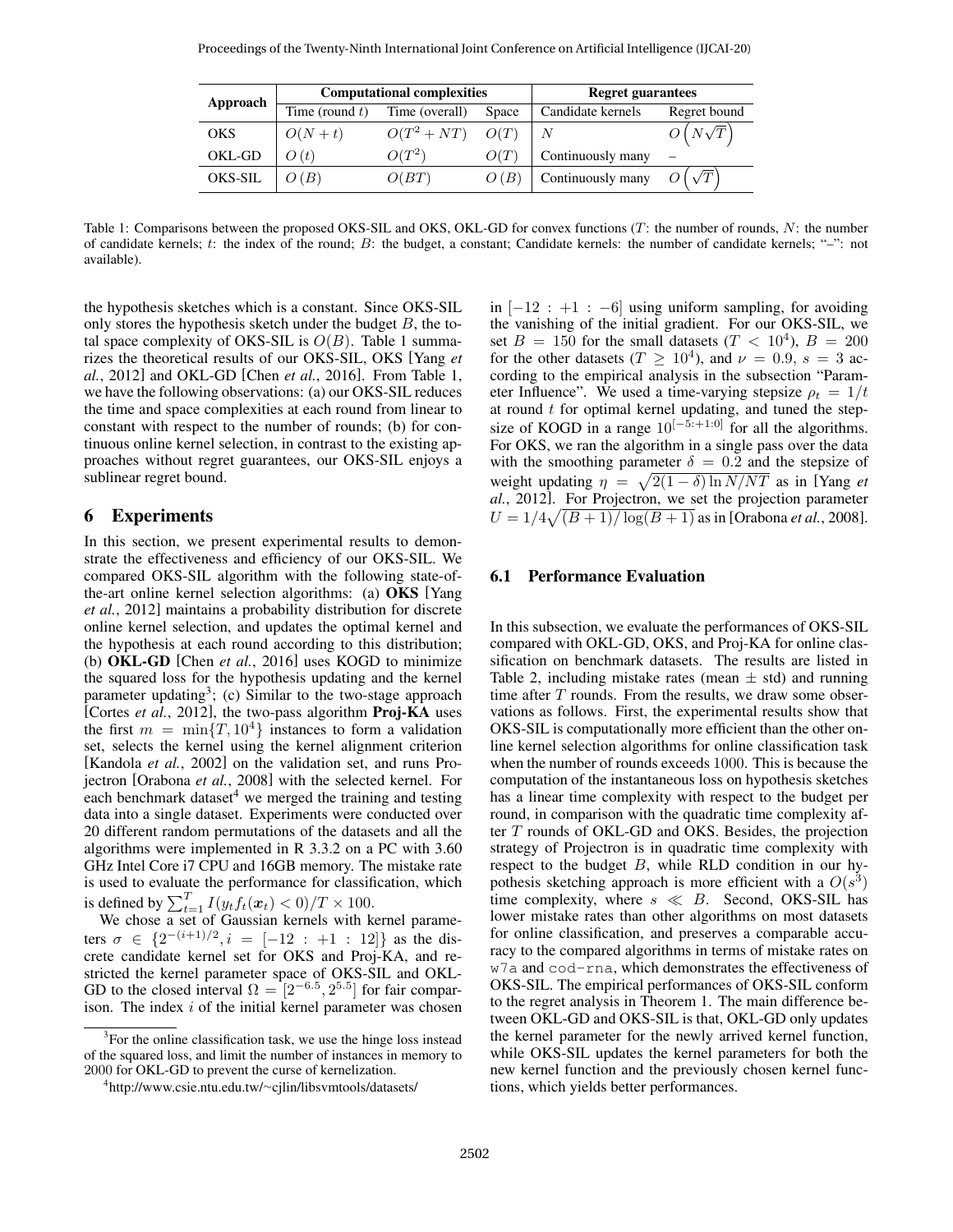| Approach | Computational complexities | | | Regret guarantees | |
|---|---|---|---|---|---|
| | Time (round $t$) | Time (overall) | Space | Candidate kernels | Regret bound |
| OKS | $O(N+t)$ | $O(T^2+NT)$ | $O(T)$ | $N$ | $O\left(N\sqrt{T}\right)$ |
| OKL-GD | $O(t)$ | $O(T^2)$ | $O(T)$ | Continuously many | – |
| OKS-SIL | $O(B)$ | $O(BT)$ | $O(B)$ | Continuously many | $O\left(\sqrt{T}\right)$ |

Table 1: Comparisons between the proposed OKS-SIL and OKS, OKL-GD for convex functions ($T$: the number of rounds, $N$: the number of candidate kernels; $t$: the index of the round; $B$: the budget, a constant; Candidate kernels: the number of candidate kernels; "–": not available).

the hypothesis sketches which is a constant. Since OKS-SIL only stores the hypothesis sketch under the budget $B$, the total space complexity of OKS-SIL is $O(B)$. Table 1 summarizes the theoretical results of our OKS-SIL, OKS [Yang *et al.*, 2012] and OKL-GD [Chen *et al.*, 2016]. From Table 1, we have the following observations: (a) our OKS-SIL reduces the time and space complexities at each round from linear to constant with respect to the number of rounds; (b) for continuous online kernel selection, in contrast to the existing approaches without regret guarantees, our OKS-SIL enjoys a sublinear regret bound.

## 6 Experiments

In this section, we present experimental results to demonstrate the effectiveness and efficiency of our OKS-SIL. We compared OKS-SIL algorithm with the following state-of-the-art online kernel selection algorithms: (a) **OKS** [Yang *et al.*, 2012] maintains a probability distribution for discrete online kernel selection, and updates the optimal kernel and the hypothesis at each round according to this distribution; (b) **OKL-GD** [Chen *et al.*, 2016] uses KOGD to minimize the squared loss for the hypothesis updating and the kernel parameter updating[3]; (c) Similar to the two-stage approach [Cortes *et al.*, 2012], the two-pass algorithm **Proj-KA** uses the first $m = \min\{T, 10^4\}$ instances to form a validation set, selects the kernel using the kernel alignment criterion [Kandola *et al.*, 2002] on the validation set, and runs Projectron [Orabona *et al.*, 2008] with the selected kernel. For each benchmark dataset[4] we merged the training and testing data into a single dataset. Experiments were conducted over 20 different random permutations of the datasets and all the algorithms were implemented in R 3.3.2 on a PC with 3.60 GHz Intel Core i7 CPU and 16GB memory. The mistake rate is used to evaluate the performance for classification, which is defined by $\sum_{t=1}^{T} I(y_t f_t(\boldsymbol{x}_t) < 0)/T \times 100$.

We chose a set of Gaussian kernels with kernel parameters $\sigma \in \{2^{-(i+1)/2}, i = [-12 : +1 : 12]\}$ as the discrete candidate kernel set for OKS and Proj-KA, and restricted the kernel parameter space of OKS-SIL and OKL-GD to the closed interval $\Omega = [2^{-6.5}, 2^{5.5}]$ for fair comparison. The index $i$ of the initial kernel parameter was chosen in $[-12 : +1 : -6]$ using uniform sampling, for avoiding the vanishing of the initial gradient. For our OKS-SIL, we set $B = 150$ for the small datasets ($T < 10^4$), $B = 200$ for the other datasets ($T \geq 10^4$), and $\nu = 0.9$, $s = 3$ according to the empirical analysis in the subsection "Parameter Influence". We used a time-varying stepsize $\rho_t = 1/t$ at round $t$ for optimal kernel updating, and tuned the stepsize of KOGD in a range $10^{[-5:+1:0]}$ for all the algorithms. For OKS, we ran the algorithm in a single pass over the data with the smoothing parameter $\delta = 0.2$ and the stepsize of weight updating $\eta = \sqrt{2(1-\delta)\ln N/NT}$ as in [Yang *et al.*, 2012]. For Projectron, we set the projection parameter $U = 1/4\sqrt{(B+1)/\log(B+1)}$ as in [Orabona *et al.*, 2008].

### 6.1 Performance Evaluation

In this subsection, we evaluate the performances of OKS-SIL compared with OKL-GD, OKS, and Proj-KA for online classification on benchmark datasets. The results are listed in Table 2, including mistake rates (mean ± std) and running time after $T$ rounds. From the results, we draw some observations as follows. First, the experimental results show that OKS-SIL is computationally more efficient than the other online kernel selection algorithms for online classification task when the number of rounds exceeds 1000. This is because the computation of the instantaneous loss on hypothesis sketches has a linear time complexity with respect to the budget per round, in comparison with the quadratic time complexity after $T$ rounds of OKL-GD and OKS. Besides, the projection strategy of Projectron is in quadratic time complexity with respect to the budget $B$, while RLD condition in our hypothesis sketching approach is more efficient with a $O(s^3)$ time complexity, where $s \ll B$. Second, OKS-SIL has lower mistake rates than other algorithms on most datasets for online classification, and preserves a comparable accuracy to the compared algorithms in terms of mistake rates on `w7a` and `cod-rna`, which demonstrates the effectiveness of OKS-SIL. The empirical performances of OKS-SIL conform to the regret analysis in Theorem 1. The main difference between OKL-GD and OKS-SIL is that, OKL-GD only updates the kernel parameter for the newly arrived kernel function, while OKS-SIL updates the kernel parameters for both the new kernel function and the previously chosen kernel functions, which yields better performances.

---

[3] For the online classification task, we use the hinge loss instead of the squared loss, and limit the number of instances in memory to 2000 for OKL-GD to prevent the curse of kernelization.

[4] http://www.csie.ntu.edu.tw/~cjlin/libsvmtools/datasets/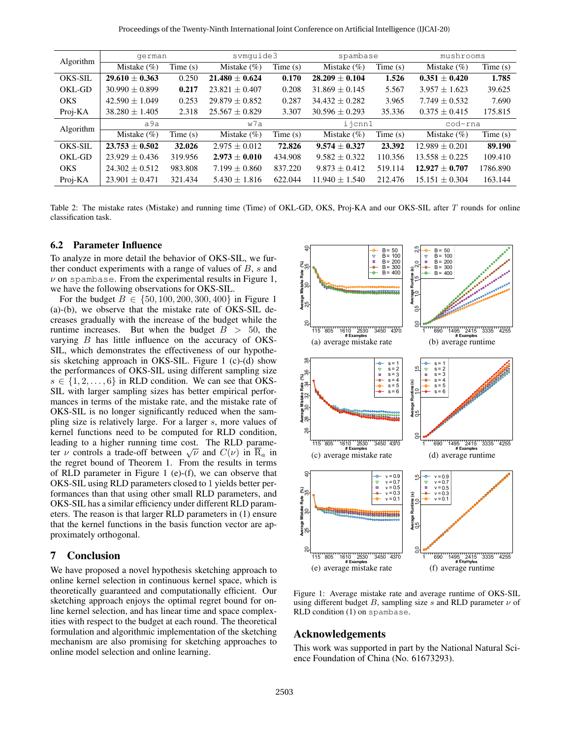| Algorithm | german | | svmguide3 | | spambase | | mushrooms | |
|---|---|---|---|---|---|---|---|---|
| | Mistake (%) | Time (s) | Mistake (%) | Time (s) | Mistake (%) | Time (s) | Mistake (%) | Time (s) |
| OKS-SIL | **29.610 ± 0.363** | 0.250 | **21.480 ± 0.624** | **0.170** | **28.209 ± 0.104** | **1.526** | **0.351 ± 0.420** | **1.785** |
| OKL-GD | 30.990 ± 0.899 | **0.217** | 23.821 ± 0.407 | 0.208 | 31.869 ± 0.145 | 5.567 | 3.957 ± 1.623 | 39.625 |
| OKS | 42.590 ± 1.049 | 0.253 | 29.879 ± 0.852 | 0.287 | 34.432 ± 0.282 | 3.965 | 7.749 ± 0.532 | 7.690 |
| Proj-KA | 38.280 ± 1.405 | 2.318 | 25.567 ± 0.829 | 3.307 | 30.596 ± 0.293 | 35.336 | 0.375 ± 0.415 | 175.815 |
| Algorithm | a9a | | w7a | | ijcnn1 | | cod-rna | |
| | Mistake (%) | Time (s) | Mistake (%) | Time (s) | Mistake (%) | Time (s) | Mistake (%) | Time (s) |
| OKS-SIL | **23.753 ± 0.502** | **32.026** | 2.975 ± 0.012 | **72.826** | **9.574 ± 0.327** | **23.392** | 12.989 ± 0.201 | **89.190** |
| OKL-GD | 23.929 ± 0.436 | 319.956 | **2.973 ± 0.010** | 434.908 | 9.582 ± 0.322 | 110.356 | 13.558 ± 0.225 | 109.410 |
| OKS | 24.302 ± 0.512 | 983.808 | 7.199 ± 0.860 | 837.220 | 9.873 ± 0.412 | 519.114 | **12.927 ± 0.707** | 1786.890 |
| Proj-KA | 23.901 ± 0.471 | 321.434 | 5.430 ± 1.816 | 622.044 | 11.940 ± 1.540 | 212.476 | 15.151 ± 0.304 | 163.144 |

Table 2: The mistake rates (Mistake) and running time (Time) of OKL-GD, OKS, Proj-KA and our OKS-SIL after $T$ rounds for online classification task.

## 6.2 Parameter Influence

To analyze in more detail the behavior of OKS-SIL, we further conduct experiments with a range of values of $B$, $s$ and $\nu$ on spambase. From the experimental results in Figure 1, we have the following observations for OKS-SIL.

For the budget $B \in \{50, 100, 200, 300, 400\}$ in Figure 1 (a)-(b), we observe that the mistake rate of OKS-SIL decreases gradually with the increase of the budget while the runtime increases. But when the budget $B > 50$, the varying $B$ has little influence on the accuracy of OKS-SIL, which demonstrates the effectiveness of our hypothesis sketching approach in OKS-SIL. Figure 1 (c)-(d) show the performances of OKS-SIL using different sampling size $s \in \{1, 2, \dots, 6\}$ in RLD condition. We can see that OKS-SIL with larger sampling sizes has better empirical performances in terms of the mistake rate, and the mistake rate of OKS-SIL is no longer significantly reduced when the sampling size is relatively large. For a larger $s$, more values of kernel functions need to be computed for RLD condition, leading to a higher running time cost. The RLD parameter $\nu$ controls a trade-off between $\sqrt{\nu}$ and $C(\nu)$ in $\overline{\mathrm{R}}_a$ in the regret bound of Theorem 1. From the results in terms of RLD parameter in Figure 1 (e)-(f), we can observe that OKS-SIL using RLD parameters closed to 1 yields better performances than that using other small RLD parameters, and OKS-SIL has a similar efficiency under different RLD parameters. The reason is that larger RLD parameters in (1) ensure that the kernel functions in the basis function vector are approximately orthogonal.

(a) average mistake rate
(b) average runtime
(c) average mistake rate
(d) average runtime
(e) average mistake rate
(f) average runtime

Figure 1: Average mistake rate and average runtime of OKS-SIL using different budget $B$, sampling size $s$ and RLD parameter $\nu$ of RLD condition (1) on spambase.

# 7 Conclusion

We have proposed a novel hypothesis sketching approach to online kernel selection in continuous kernel space, which is theoretically guaranteed and computationally efficient. Our sketching approach enjoys the optimal regret bound for online kernel selection, and has linear time and space complexities with respect to the budget at each round. The theoretical formulation and algorithmic implementation of the sketching mechanism are also promising for sketching approaches to online model selection and online learning.

## Acknowledgements

This work was supported in part by the National Natural Science Foundation of China (No. 61673293).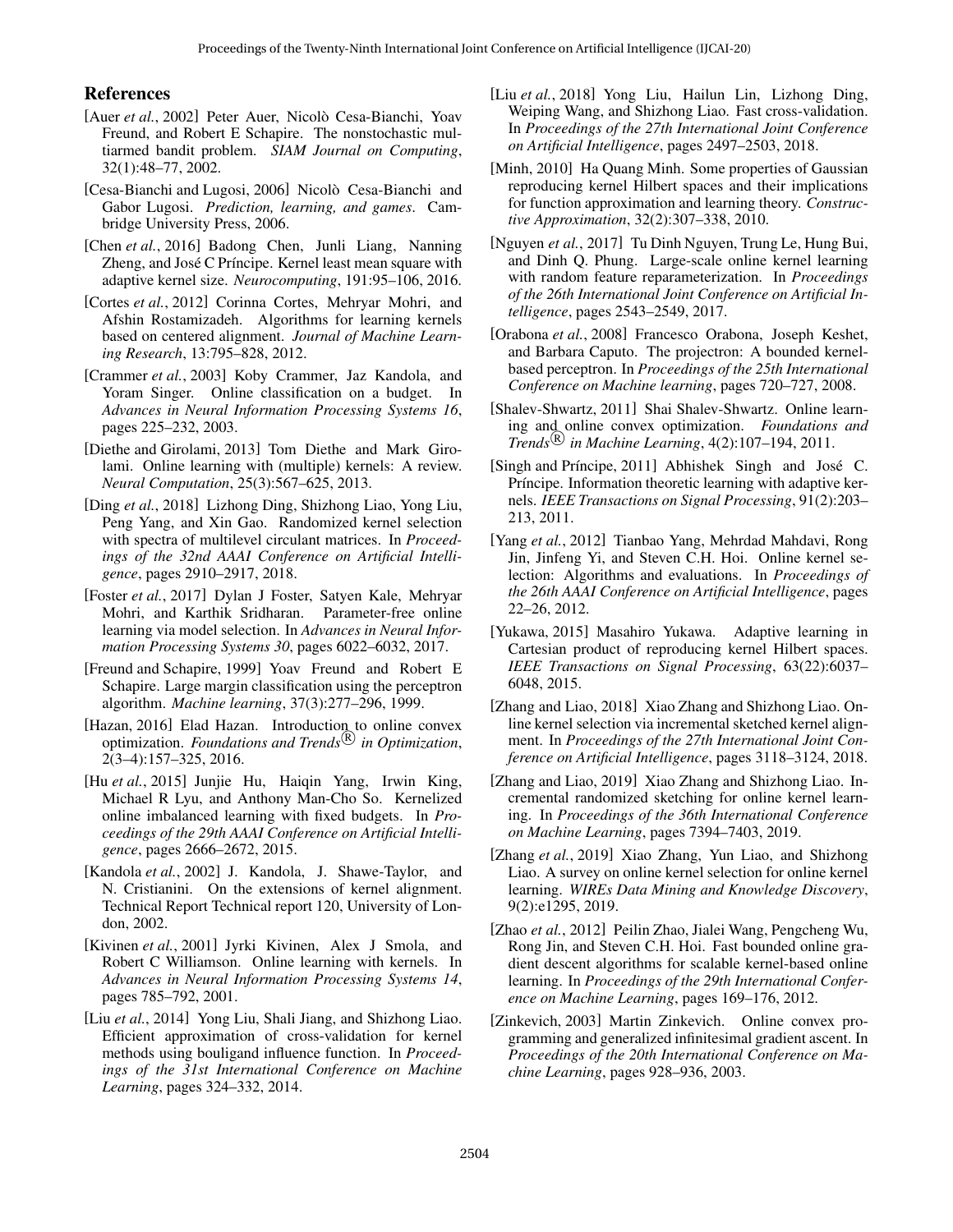## References

[Auer *et al.*, 2002] Peter Auer, Nicolò Cesa-Bianchi, Yoav Freund, and Robert E Schapire. The nonstochastic multiarmed bandit problem. *SIAM Journal on Computing*, 32(1):48–77, 2002.

[Cesa-Bianchi and Lugosi, 2006] Nicolò Cesa-Bianchi and Gabor Lugosi. *Prediction, learning, and games*. Cambridge University Press, 2006.

[Chen *et al.*, 2016] Badong Chen, Junli Liang, Nanning Zheng, and José C Príncipe. Kernel least mean square with adaptive kernel size. *Neurocomputing*, 191:95–106, 2016.

[Cortes *et al.*, 2012] Corinna Cortes, Mehryar Mohri, and Afshin Rostamizadeh. Algorithms for learning kernels based on centered alignment. *Journal of Machine Learning Research*, 13:795–828, 2012.

[Crammer *et al.*, 2003] Koby Crammer, Jaz Kandola, and Yoram Singer. Online classification on a budget. In *Advances in Neural Information Processing Systems 16*, pages 225–232, 2003.

[Diethe and Girolami, 2013] Tom Diethe and Mark Girolami. Online learning with (multiple) kernels: A review. *Neural Computation*, 25(3):567–625, 2013.

[Ding *et al.*, 2018] Lizhong Ding, Shizhong Liao, Yong Liu, Peng Yang, and Xin Gao. Randomized kernel selection with spectra of multilevel circulant matrices. In *Proceedings of the 32nd AAAI Conference on Artificial Intelligence*, pages 2910–2917, 2018.

[Foster *et al.*, 2017] Dylan J Foster, Satyen Kale, Mehryar Mohri, and Karthik Sridharan. Parameter-free online learning via model selection. In *Advances in Neural Information Processing Systems 30*, pages 6022–6032, 2017.

[Freund and Schapire, 1999] Yoav Freund and Robert E Schapire. Large margin classification using the perceptron algorithm. *Machine learning*, 37(3):277–296, 1999.

[Hazan, 2016] Elad Hazan. Introduction to online convex optimization. *Foundations and Trends® in Optimization*, 2(3–4):157–325, 2016.

[Hu *et al.*, 2015] Junjie Hu, Haiqin Yang, Irwin King, Michael R Lyu, and Anthony Man-Cho So. Kernelized online imbalanced learning with fixed budgets. In *Proceedings of the 29th AAAI Conference on Artificial Intelligence*, pages 2666–2672, 2015.

[Kandola *et al.*, 2002] J. Kandola, J. Shawe-Taylor, and N. Cristianini. On the extensions of kernel alignment. Technical Report Technical report 120, University of London, 2002.

[Kivinen *et al.*, 2001] Jyrki Kivinen, Alex J Smola, and Robert C Williamson. Online learning with kernels. In *Advances in Neural Information Processing Systems 14*, pages 785–792, 2001.

[Liu *et al.*, 2014] Yong Liu, Shali Jiang, and Shizhong Liao. Efficient approximation of cross-validation for kernel methods using bouligand influence function. In *Proceedings of the 31st International Conference on Machine Learning*, pages 324–332, 2014.

[Liu *et al.*, 2018] Yong Liu, Hailun Lin, Lizhong Ding, Weiping Wang, and Shizhong Liao. Fast cross-validation. In *Proceedings of the 27th International Joint Conference on Artificial Intelligence*, pages 2497–2503, 2018.

[Minh, 2010] Ha Quang Minh. Some properties of Gaussian reproducing kernel Hilbert spaces and their implications for function approximation and learning theory. *Constructive Approximation*, 32(2):307–338, 2010.

[Nguyen *et al.*, 2017] Tu Dinh Nguyen, Trung Le, Hung Bui, and Dinh Q. Phung. Large-scale online kernel learning with random feature reparameterization. In *Proceedings of the 26th International Joint Conference on Artificial Intelligence*, pages 2543–2549, 2017.

[Orabona *et al.*, 2008] Francesco Orabona, Joseph Keshet, and Barbara Caputo. The projectron: A bounded kernel-based perceptron. In *Proceedings of the 25th International Conference on Machine learning*, pages 720–727, 2008.

[Shalev-Shwartz, 2011] Shai Shalev-Shwartz. Online learning and online convex optimization. *Foundations and Trends® in Machine Learning*, 4(2):107–194, 2011.

[Singh and Príncipe, 2011] Abhishek Singh and José C. Príncipe. Information theoretic learning with adaptive kernels. *IEEE Transactions on Signal Processing*, 91(2):203–213, 2011.

[Yang *et al.*, 2012] Tianbao Yang, Mehrdad Mahdavi, Rong Jin, Jinfeng Yi, and Steven C.H. Hoi. Online kernel selection: Algorithms and evaluations. In *Proceedings of the 26th AAAI Conference on Artificial Intelligence*, pages 22–26, 2012.

[Yukawa, 2015] Masahiro Yukawa. Adaptive learning in Cartesian product of reproducing kernel Hilbert spaces. *IEEE Transactions on Signal Processing*, 63(22):6037–6048, 2015.

[Zhang and Liao, 2018] Xiao Zhang and Shizhong Liao. Online kernel selection via incremental sketched kernel alignment. In *Proceedings of the 27th International Joint Conference on Artificial Intelligence*, pages 3118–3124, 2018.

[Zhang and Liao, 2019] Xiao Zhang and Shizhong Liao. Incremental randomized sketching for online kernel learning. In *Proceedings of the 36th International Conference on Machine Learning*, pages 7394–7403, 2019.

[Zhang *et al.*, 2019] Xiao Zhang, Yun Liao, and Shizhong Liao. A survey on online kernel selection for online kernel learning. *WIREs Data Mining and Knowledge Discovery*, 9(2):e1295, 2019.

[Zhao *et al.*, 2012] Peilin Zhao, Jialei Wang, Pengcheng Wu, Rong Jin, and Steven C.H. Hoi. Fast bounded online gradient descent algorithms for scalable kernel-based online learning. In *Proceedings of the 29th International Conference on Machine Learning*, pages 169–176, 2012.

[Zinkevich, 2003] Martin Zinkevich. Online convex programming and generalized infinitesimal gradient ascent. In *Proceedings of the 20th International Conference on Machine Learning*, pages 928–936, 2003.